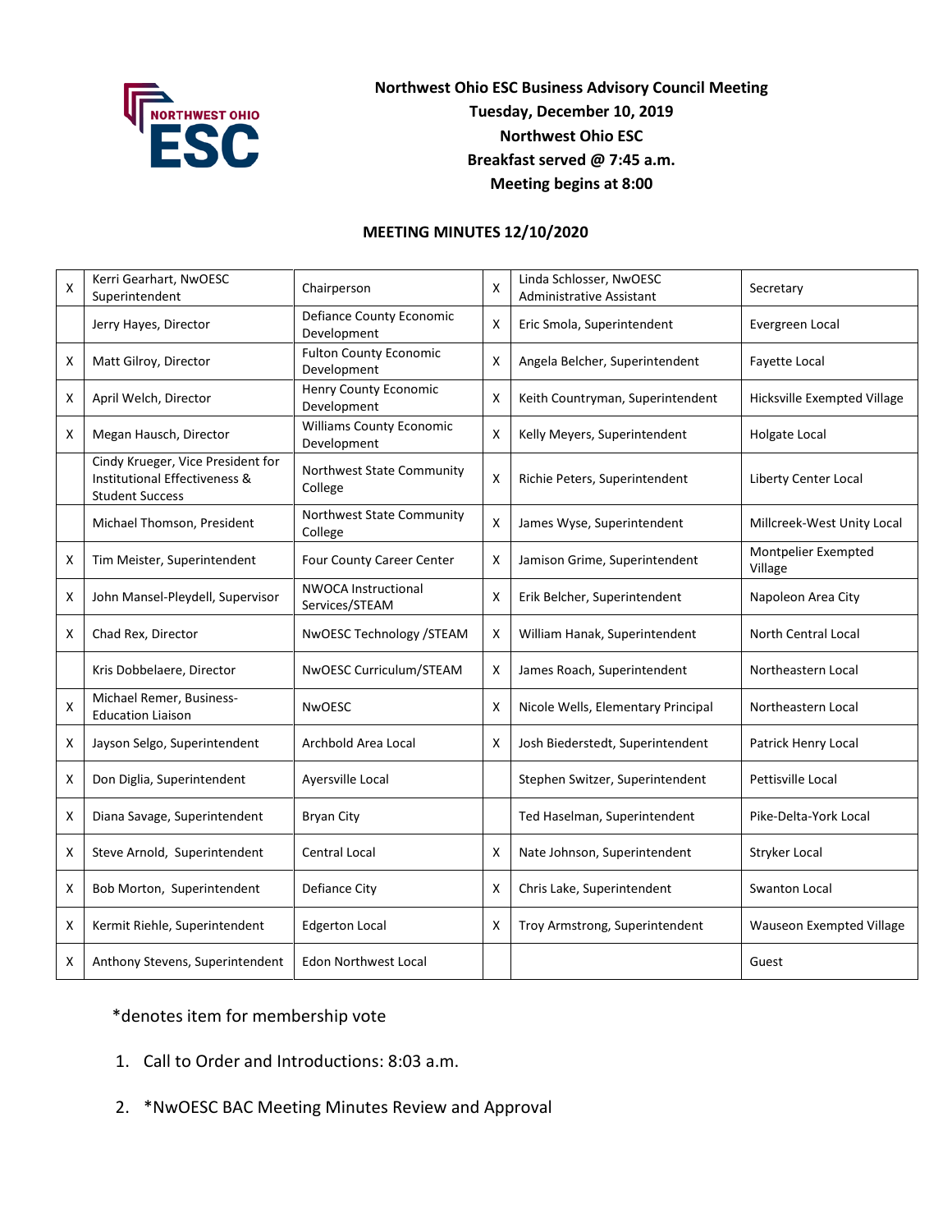**Northwest Ohio ESC Business Advisory Council Meeting**
**Tuesday, December 10, 2019**
**Northwest Ohio ESC**
**Breakfast served @ 7:45 a.m.**
**Meeting begins at 8:00**

**MEETING MINUTES 12/10/2020**

| | | | | | |
|---|---|---|---|---|---|
| X | Kerri Gearhart, NwOESC Superintendent | Chairperson | X | Linda Schlosser, NwOESC Administrative Assistant | Secretary |
| | Jerry Hayes, Director | Defiance County Economic Development | X | Eric Smola, Superintendent | Evergreen Local |
| X | Matt Gilroy, Director | Fulton County Economic Development | X | Angela Belcher, Superintendent | Fayette Local |
| X | April Welch, Director | Henry County Economic Development | X | Keith Countryman, Superintendent | Hicksville Exempted Village |
| X | Megan Hausch, Director | Williams County Economic Development | X | Kelly Meyers, Superintendent | Holgate Local |
| | Cindy Krueger, Vice President for Institutional Effectiveness & Student Success | Northwest State Community College | X | Richie Peters, Superintendent | Liberty Center Local |
| | Michael Thomson, President | Northwest State Community College | X | James Wyse, Superintendent | Millcreek-West Unity Local |
| X | Tim Meister, Superintendent | Four County Career Center | X | Jamison Grime, Superintendent | Montpelier Exempted Village |
| X | John Mansel-Pleydell, Supervisor | NWOCA Instructional Services/STEAM | X | Erik Belcher, Superintendent | Napoleon Area City |
| X | Chad Rex, Director | NwOESC Technology /STEAM | X | William Hanak, Superintendent | North Central Local |
| | Kris Dobbelaere, Director | NwOESC Curriculum/STEAM | X | James Roach, Superintendent | Northeastern Local |
| X | Michael Remer, Business-Education Liaison | NwOESC | X | Nicole Wells, Elementary Principal | Northeastern Local |
| X | Jayson Selgo, Superintendent | Archbold Area Local | X | Josh Biederstedt, Superintendent | Patrick Henry Local |
| X | Don Diglia, Superintendent | Ayersville Local | | Stephen Switzer, Superintendent | Pettisville Local |
| X | Diana Savage, Superintendent | Bryan City | | Ted Haselman, Superintendent | Pike-Delta-York Local |
| X | Steve Arnold, Superintendent | Central Local | X | Nate Johnson, Superintendent | Stryker Local |
| X | Bob Morton, Superintendent | Defiance City | X | Chris Lake, Superintendent | Swanton Local |
| X | Kermit Riehle, Superintendent | Edgerton Local | X | Troy Armstrong, Superintendent | Wauseon Exempted Village |
| X | Anthony Stevens, Superintendent | Edon Northwest Local | | | Guest |

*denotes item for membership vote

1. Call to Order and Introductions: 8:03 a.m.
2. *NwOESC BAC Meeting Minutes Review and Approval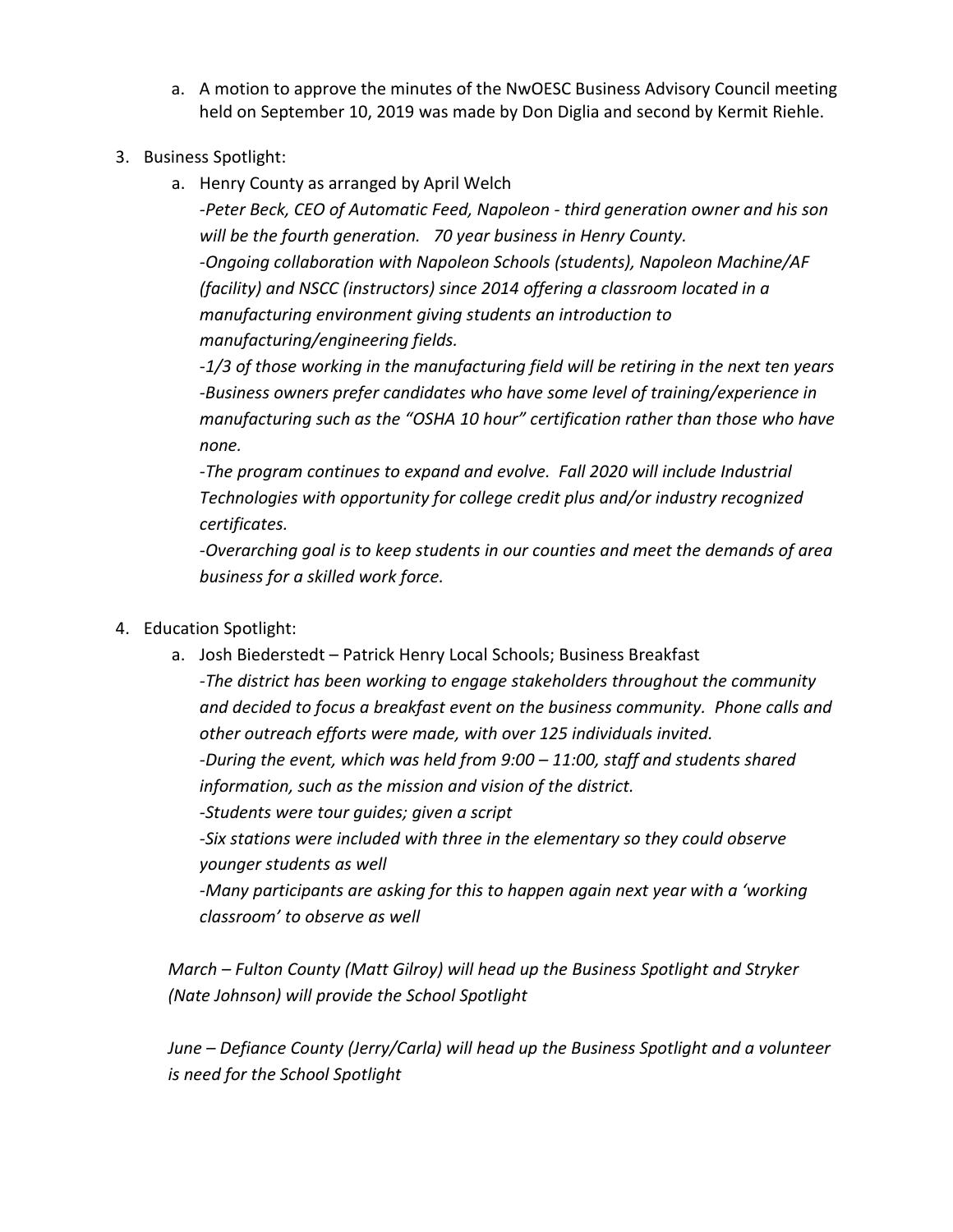a. A motion to approve the minutes of the NwOESC Business Advisory Council meeting held on September 10, 2019 was made by Don Diglia and second by Kermit Riehle.

3. Business Spotlight:
   a. Henry County as arranged by April Welch

      *-Peter Beck, CEO of Automatic Feed, Napoleon - third generation owner and his son will be the fourth generation. 70 year business in Henry County.*

      *-Ongoing collaboration with Napoleon Schools (students), Napoleon Machine/AF (facility) and NSCC (instructors) since 2014 offering a classroom located in a manufacturing environment giving students an introduction to manufacturing/engineering fields.*

      *-1/3 of those working in the manufacturing field will be retiring in the next ten years*

      *-Business owners prefer candidates who have some level of training/experience in manufacturing such as the "OSHA 10 hour" certification rather than those who have none.*

      *-The program continues to expand and evolve. Fall 2020 will include Industrial Technologies with opportunity for college credit plus and/or industry recognized certificates.*

      *-Overarching goal is to keep students in our counties and meet the demands of area business for a skilled work force.*

4. Education Spotlight:
   a. Josh Biederstedt – Patrick Henry Local Schools; Business Breakfast

      *-The district has been working to engage stakeholders throughout the community and decided to focus a breakfast event on the business community. Phone calls and other outreach efforts were made, with over 125 individuals invited.*

      *-During the event, which was held from 9:00 – 11:00, staff and students shared information, such as the mission and vision of the district.*

      *-Students were tour guides; given a script*

      *-Six stations were included with three in the elementary so they could observe younger students as well*

      *-Many participants are asking for this to happen again next year with a 'working classroom' to observe as well*

   *March – Fulton County (Matt Gilroy) will head up the Business Spotlight and Stryker (Nate Johnson) will provide the School Spotlight*

   *June – Defiance County (Jerry/Carla) will head up the Business Spotlight and a volunteer is need for the School Spotlight*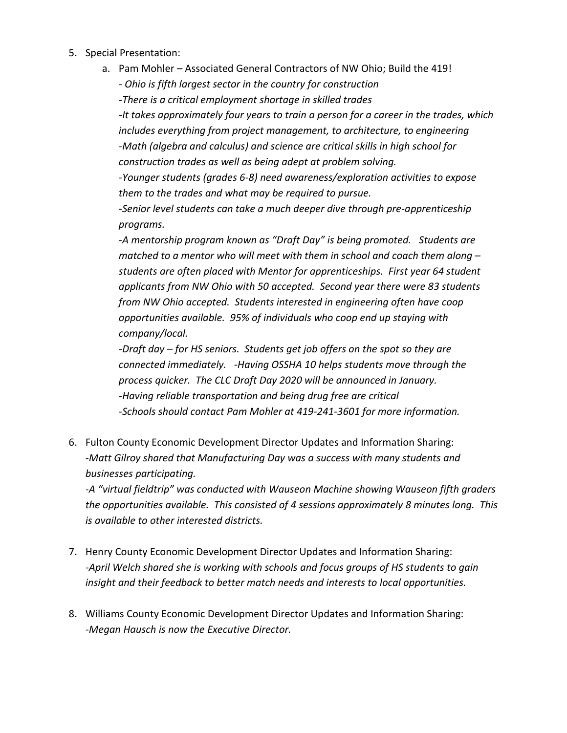5. Special Presentation:
   a. Pam Mohler – Associated General Contractors of NW Ohio; Build the 419!
      *- Ohio is fifth largest sector in the country for construction*
      *-There is a critical employment shortage in skilled trades*
      *-It takes approximately four years to train a person for a career in the trades, which includes everything from project management, to architecture, to engineering*
      *-Math (algebra and calculus) and science are critical skills in high school for construction trades as well as being adept at problem solving.*
      *-Younger students (grades 6-8) need awareness/exploration activities to expose them to the trades and what may be required to pursue.*
      *-Senior level students can take a much deeper dive through pre-apprenticeship programs.*
      *-A mentorship program known as "Draft Day" is being promoted. Students are matched to a mentor who will meet with them in school and coach them along – students are often placed with Mentor for apprenticeships. First year 64 student applicants from NW Ohio with 50 accepted. Second year there were 83 students from NW Ohio accepted. Students interested in engineering often have coop opportunities available. 95% of individuals who coop end up staying with company/local.*
      *-Draft day – for HS seniors. Students get job offers on the spot so they are connected immediately. -Having OSSHA 10 helps students move through the process quicker. The CLC Draft Day 2020 will be announced in January.*
      *-Having reliable transportation and being drug free are critical*
      *-Schools should contact Pam Mohler at 419-241-3601 for more information.*

6. Fulton County Economic Development Director Updates and Information Sharing:
   *-Matt Gilroy shared that Manufacturing Day was a success with many students and businesses participating.*
   *-A "virtual fieldtrip" was conducted with Wauseon Machine showing Wauseon fifth graders the opportunities available. This consisted of 4 sessions approximately 8 minutes long. This is available to other interested districts.*

7. Henry County Economic Development Director Updates and Information Sharing:
   *-April Welch shared she is working with schools and focus groups of HS students to gain insight and their feedback to better match needs and interests to local opportunities.*

8. Williams County Economic Development Director Updates and Information Sharing:
   *-Megan Hausch is now the Executive Director.*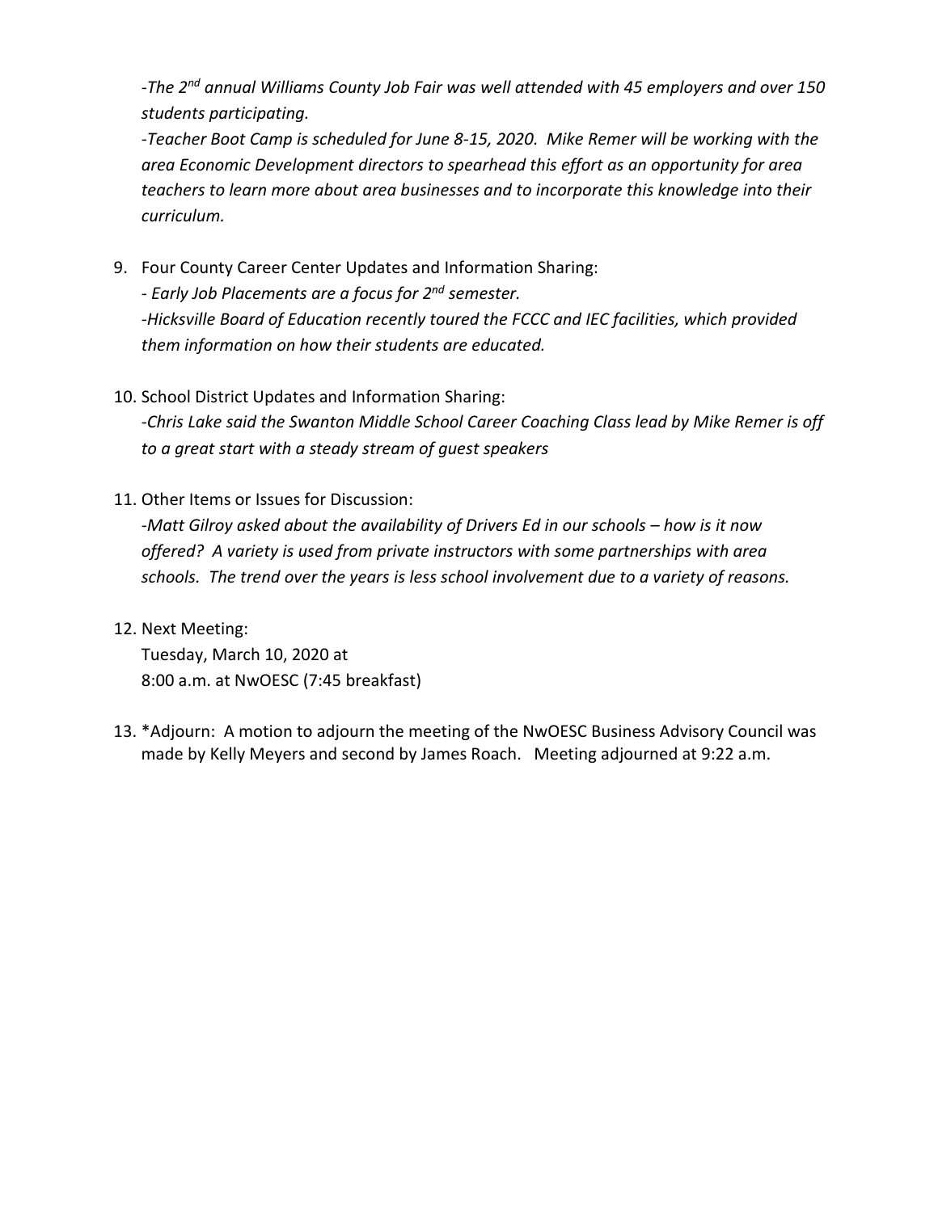*-The 2nd annual Williams County Job Fair was well attended with 45 employers and over 150 students participating.*

*-Teacher Boot Camp is scheduled for June 8-15, 2020. Mike Remer will be working with the area Economic Development directors to spearhead this effort as an opportunity for area teachers to learn more about area businesses and to incorporate this knowledge into their curriculum.*

9. Four County Career Center Updates and Information Sharing:

   *- Early Job Placements are a focus for 2nd semester.*

   *-Hicksville Board of Education recently toured the FCCC and IEC facilities, which provided them information on how their students are educated.*

10. School District Updates and Information Sharing:

    *-Chris Lake said the Swanton Middle School Career Coaching Class lead by Mike Remer is off to a great start with a steady stream of guest speakers*

11. Other Items or Issues for Discussion:

    *-Matt Gilroy asked about the availability of Drivers Ed in our schools – how is it now offered? A variety is used from private instructors with some partnerships with area schools. The trend over the years is less school involvement due to a variety of reasons.*

12. Next Meeting:

    Tuesday, March 10, 2020 at
    8:00 a.m. at NwOESC (7:45 breakfast)

13. *Adjourn: A motion to adjourn the meeting of the NwOESC Business Advisory Council was made by Kelly Meyers and second by James Roach. Meeting adjourned at 9:22 a.m.